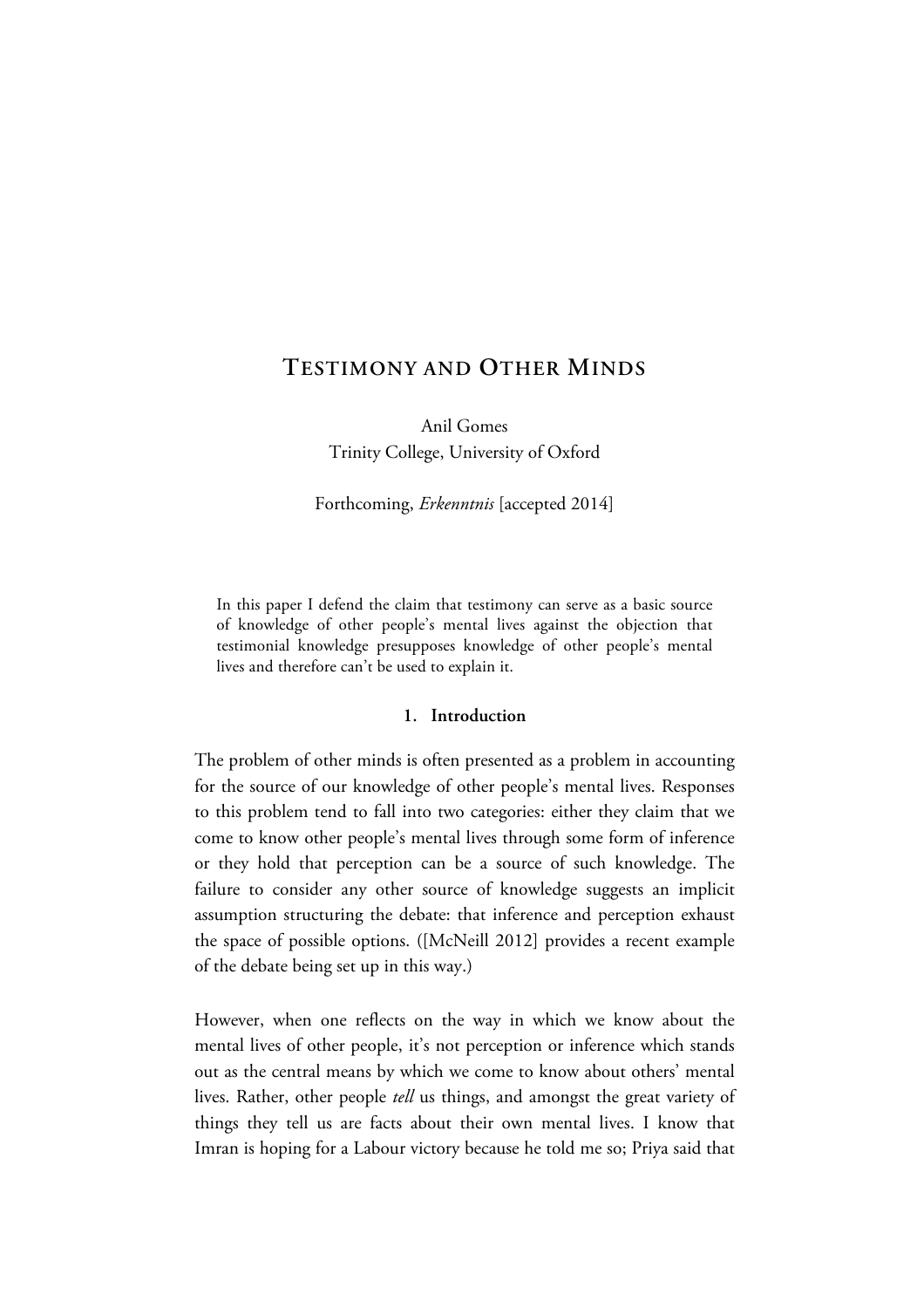# Testimony and Other Minds

Anil Gomes
Trinity College, University of Oxford

Forthcoming, *Erkenntnis* [accepted 2014]

> In this paper I defend the claim that testimony can serve as a basic source of knowledge of other people's mental lives against the objection that testimonial knowledge presupposes knowledge of other people's mental lives and therefore can't be used to explain it.

## 1. Introduction

The problem of other minds is often presented as a problem in accounting for the source of our knowledge of other people's mental lives. Responses to this problem tend to fall into two categories: either they claim that we come to know other people's mental lives through some form of inference or they hold that perception can be a source of such knowledge. The failure to consider any other source of knowledge suggests an implicit assumption structuring the debate: that inference and perception exhaust the space of possible options. ([McNeill 2012] provides a recent example of the debate being set up in this way.)

However, when one reflects on the way in which we know about the mental lives of other people, it's not perception or inference which stands out as the central means by which we come to know about others' mental lives. Rather, other people *tell* us things, and amongst the great variety of things they tell us are facts about their own mental lives. I know that Imran is hoping for a Labour victory because he told me so; Priya said that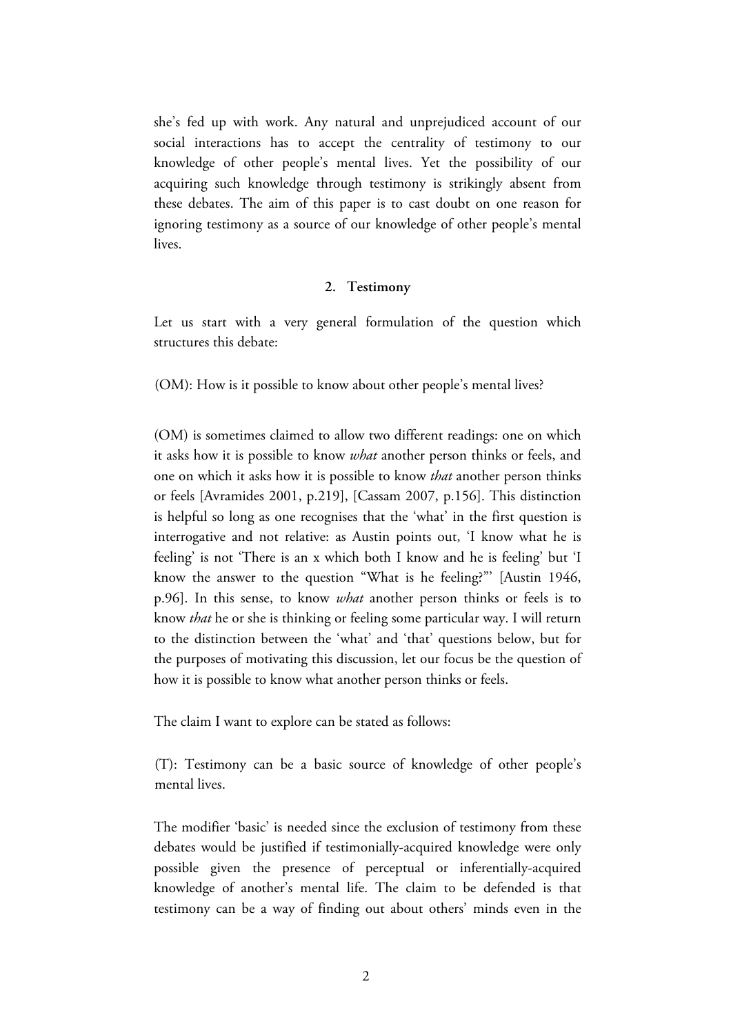she's fed up with work. Any natural and unprejudiced account of our social interactions has to accept the centrality of testimony to our knowledge of other people's mental lives. Yet the possibility of our acquiring such knowledge through testimony is strikingly absent from these debates. The aim of this paper is to cast doubt on one reason for ignoring testimony as a source of our knowledge of other people's mental lives.

## 2. Testimony

Let us start with a very general formulation of the question which structures this debate:

(OM): How is it possible to know about other people's mental lives?

(OM) is sometimes claimed to allow two different readings: one on which it asks how it is possible to know *what* another person thinks or feels, and one on which it asks how it is possible to know *that* another person thinks or feels [Avramides 2001, p.219], [Cassam 2007, p.156]. This distinction is helpful so long as one recognises that the 'what' in the first question is interrogative and not relative: as Austin points out, 'I know what he is feeling' is not 'There is an x which both I know and he is feeling' but 'I know the answer to the question "What is he feeling?"' [Austin 1946, p.96]. In this sense, to know *what* another person thinks or feels is to know *that* he or she is thinking or feeling some particular way. I will return to the distinction between the 'what' and 'that' questions below, but for the purposes of motivating this discussion, let our focus be the question of how it is possible to know what another person thinks or feels.

The claim I want to explore can be stated as follows:

(T): Testimony can be a basic source of knowledge of other people's mental lives.

The modifier 'basic' is needed since the exclusion of testimony from these debates would be justified if testimonially-acquired knowledge were only possible given the presence of perceptual or inferentially-acquired knowledge of another's mental life. The claim to be defended is that testimony can be a way of finding out about others' minds even in the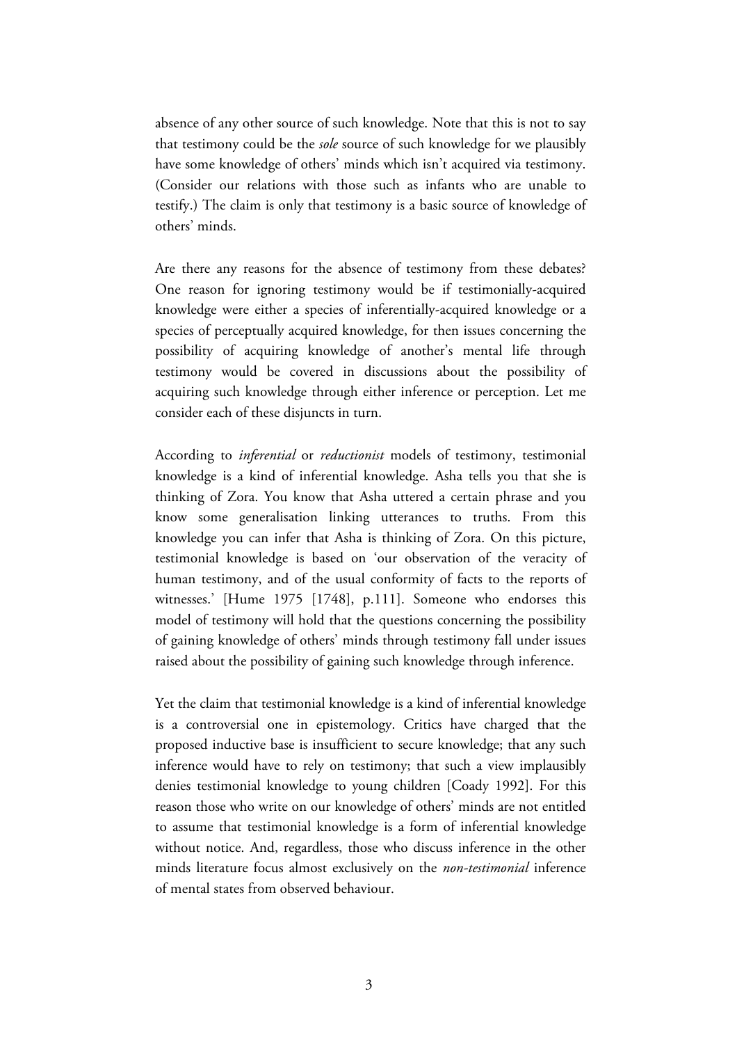absence of any other source of such knowledge. Note that this is not to say that testimony could be the *sole* source of such knowledge for we plausibly have some knowledge of others' minds which isn't acquired via testimony. (Consider our relations with those such as infants who are unable to testify.) The claim is only that testimony is a basic source of knowledge of others' minds.

Are there any reasons for the absence of testimony from these debates? One reason for ignoring testimony would be if testimonially-acquired knowledge were either a species of inferentially-acquired knowledge or a species of perceptually acquired knowledge, for then issues concerning the possibility of acquiring knowledge of another's mental life through testimony would be covered in discussions about the possibility of acquiring such knowledge through either inference or perception. Let me consider each of these disjuncts in turn.

According to *inferential* or *reductionist* models of testimony, testimonial knowledge is a kind of inferential knowledge. Asha tells you that she is thinking of Zora. You know that Asha uttered a certain phrase and you know some generalisation linking utterances to truths. From this knowledge you can infer that Asha is thinking of Zora. On this picture, testimonial knowledge is based on 'our observation of the veracity of human testimony, and of the usual conformity of facts to the reports of witnesses.' [Hume 1975 [1748], p.111]. Someone who endorses this model of testimony will hold that the questions concerning the possibility of gaining knowledge of others' minds through testimony fall under issues raised about the possibility of gaining such knowledge through inference.

Yet the claim that testimonial knowledge is a kind of inferential knowledge is a controversial one in epistemology. Critics have charged that the proposed inductive base is insufficient to secure knowledge; that any such inference would have to rely on testimony; that such a view implausibly denies testimonial knowledge to young children [Coady 1992]. For this reason those who write on our knowledge of others' minds are not entitled to assume that testimonial knowledge is a form of inferential knowledge without notice. And, regardless, those who discuss inference in the other minds literature focus almost exclusively on the *non-testimonial* inference of mental states from observed behaviour.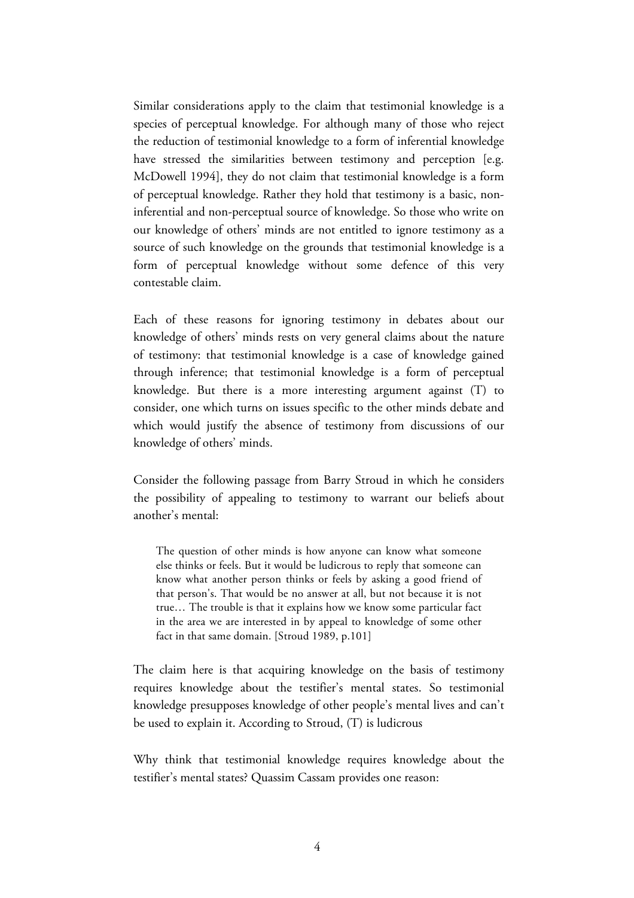Similar considerations apply to the claim that testimonial knowledge is a species of perceptual knowledge. For although many of those who reject the reduction of testimonial knowledge to a form of inferential knowledge have stressed the similarities between testimony and perception [e.g. McDowell 1994], they do not claim that testimonial knowledge is a form of perceptual knowledge. Rather they hold that testimony is a basic, non-inferential and non-perceptual source of knowledge. So those who write on our knowledge of others' minds are not entitled to ignore testimony as a source of such knowledge on the grounds that testimonial knowledge is a form of perceptual knowledge without some defence of this very contestable claim.

Each of these reasons for ignoring testimony in debates about our knowledge of others' minds rests on very general claims about the nature of testimony: that testimonial knowledge is a case of knowledge gained through inference; that testimonial knowledge is a form of perceptual knowledge. But there is a more interesting argument against (T) to consider, one which turns on issues specific to the other minds debate and which would justify the absence of testimony from discussions of our knowledge of others' minds.

Consider the following passage from Barry Stroud in which he considers the possibility of appealing to testimony to warrant our beliefs about another's mental:

> The question of other minds is how anyone can know what someone else thinks or feels. But it would be ludicrous to reply that someone can know what another person thinks or feels by asking a good friend of that person's. That would be no answer at all, but not because it is not true… The trouble is that it explains how we know some particular fact in the area we are interested in by appeal to knowledge of some other fact in that same domain. [Stroud 1989, p.101]

The claim here is that acquiring knowledge on the basis of testimony requires knowledge about the testifier's mental states. So testimonial knowledge presupposes knowledge of other people's mental lives and can't be used to explain it. According to Stroud, (T) is ludicrous

Why think that testimonial knowledge requires knowledge about the testifier's mental states? Quassim Cassam provides one reason: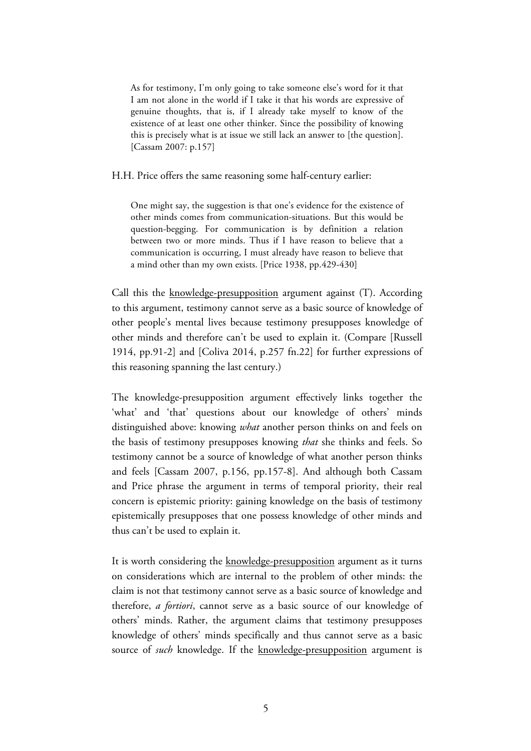> As for testimony, I'm only going to take someone else's word for it that I am not alone in the world if I take it that his words are expressive of genuine thoughts, that is, if I already take myself to know of the existence of at least one other thinker. Since the possibility of knowing this is precisely what is at issue we still lack an answer to [the question]. [Cassam 2007: p.157]

H.H. Price offers the same reasoning some half-century earlier:

> One might say, the suggestion is that one's evidence for the existence of other minds comes from communication-situations. But this would be question-begging. For communication is by definition a relation between two or more minds. Thus if I have reason to believe that a communication is occurring, I must already have reason to believe that a mind other than my own exists. [Price 1938, pp.429-430]

Call this the <u>knowledge-presupposition</u> argument against (T). According to this argument, testimony cannot serve as a basic source of knowledge of other people's mental lives because testimony presupposes knowledge of other minds and therefore can't be used to explain it. (Compare [Russell 1914, pp.91-2] and [Coliva 2014, p.257 fn.22] for further expressions of this reasoning spanning the last century.)

The knowledge-presupposition argument effectively links together the 'what' and 'that' questions about our knowledge of others' minds distinguished above: knowing *what* another person thinks on and feels on the basis of testimony presupposes knowing *that* she thinks and feels. So testimony cannot be a source of knowledge of what another person thinks and feels [Cassam 2007, p.156, pp.157-8]. And although both Cassam and Price phrase the argument in terms of temporal priority, their real concern is epistemic priority: gaining knowledge on the basis of testimony epistemically presupposes that one possess knowledge of other minds and thus can't be used to explain it.

It is worth considering the <u>knowledge-presupposition</u> argument as it turns on considerations which are internal to the problem of other minds: the claim is not that testimony cannot serve as a basic source of knowledge and therefore, *a fortiori*, cannot serve as a basic source of our knowledge of others' minds. Rather, the argument claims that testimony presupposes knowledge of others' minds specifically and thus cannot serve as a basic source of *such* knowledge. If the <u>knowledge-presupposition</u> argument is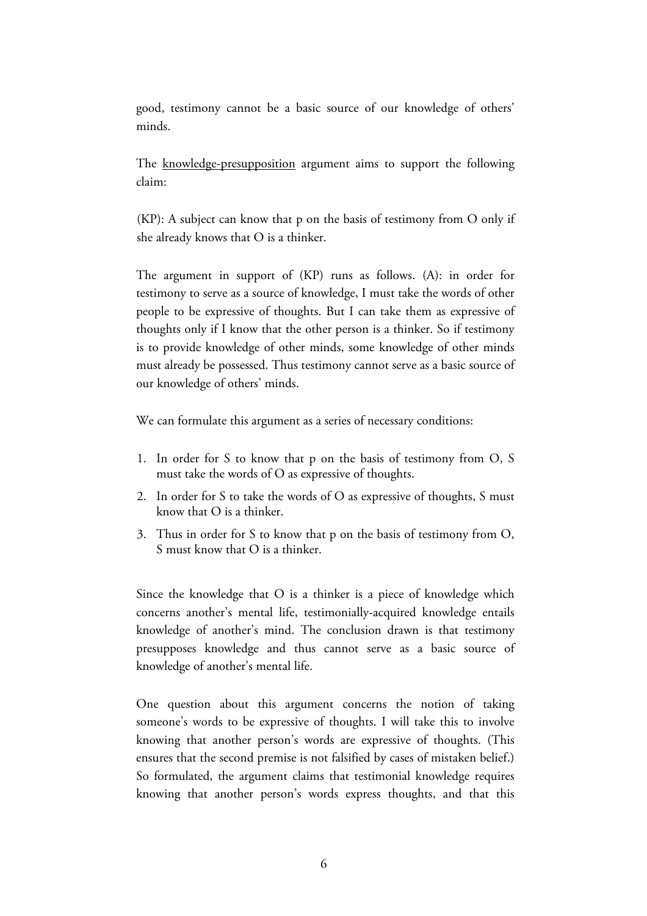good, testimony cannot be a basic source of our knowledge of others' minds.

The <u>knowledge-presupposition</u> argument aims to support the following claim:

(KP): A subject can know that p on the basis of testimony from O only if she already knows that O is a thinker.

The argument in support of (KP) runs as follows. (A): in order for testimony to serve as a source of knowledge, I must take the words of other people to be expressive of thoughts. But I can take them as expressive of thoughts only if I know that the other person is a thinker. So if testimony is to provide knowledge of other minds, some knowledge of other minds must already be possessed. Thus testimony cannot serve as a basic source of our knowledge of others' minds.

We can formulate this argument as a series of necessary conditions:

1. In order for S to know that p on the basis of testimony from O, S must take the words of O as expressive of thoughts.
2. In order for S to take the words of O as expressive of thoughts, S must know that O is a thinker.
3. Thus in order for S to know that p on the basis of testimony from O, S must know that O is a thinker.

Since the knowledge that O is a thinker is a piece of knowledge which concerns another's mental life, testimonially-acquired knowledge entails knowledge of another's mind. The conclusion drawn is that testimony presupposes knowledge and thus cannot serve as a basic source of knowledge of another's mental life.

One question about this argument concerns the notion of taking someone's words to be expressive of thoughts. I will take this to involve knowing that another person's words are expressive of thoughts. (This ensures that the second premise is not falsified by cases of mistaken belief.) So formulated, the argument claims that testimonial knowledge requires knowing that another person's words express thoughts, and that this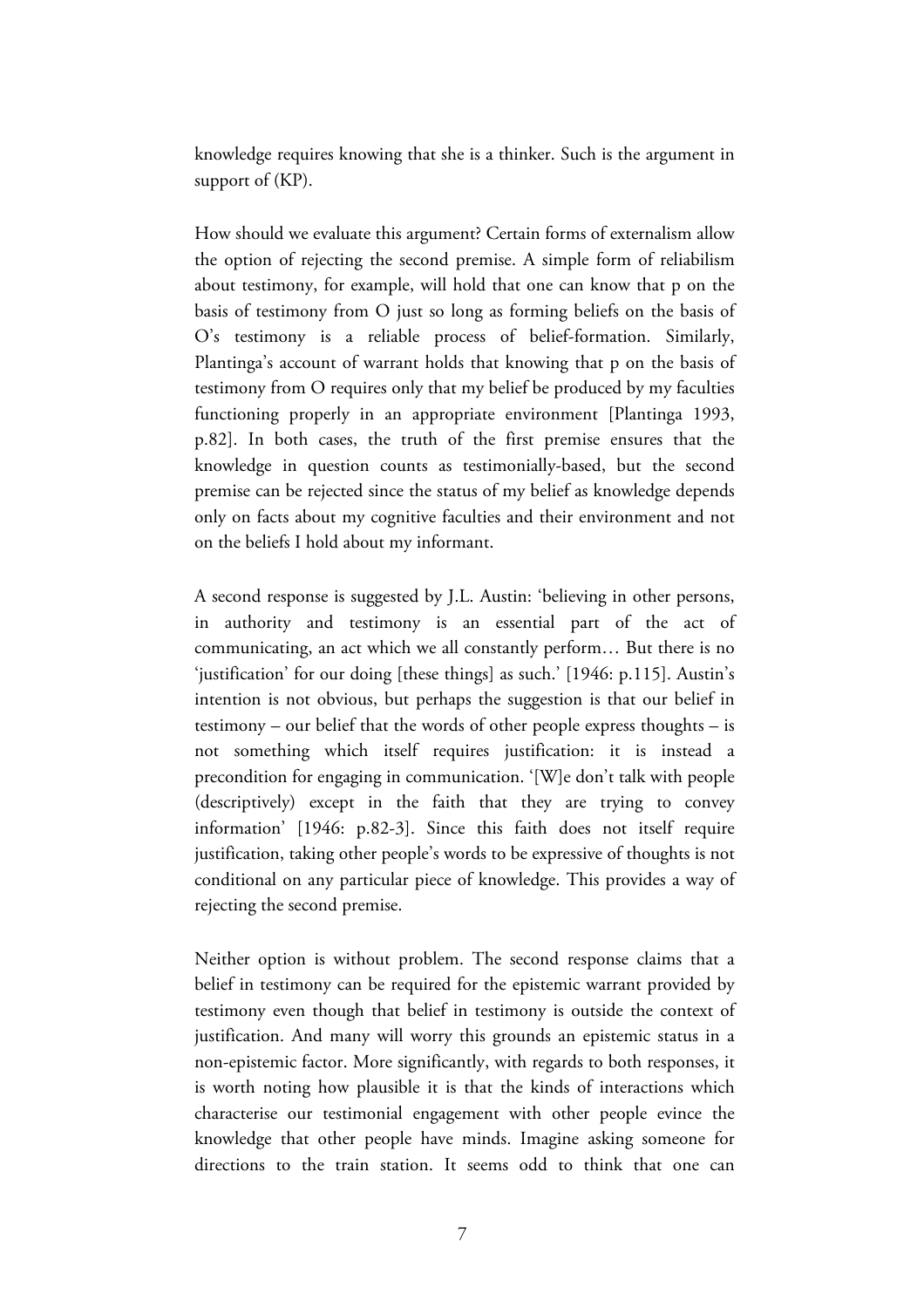knowledge requires knowing that she is a thinker. Such is the argument in support of (KP).

How should we evaluate this argument? Certain forms of externalism allow the option of rejecting the second premise. A simple form of reliabilism about testimony, for example, will hold that one can know that p on the basis of testimony from O just so long as forming beliefs on the basis of O's testimony is a reliable process of belief-formation. Similarly, Plantinga's account of warrant holds that knowing that p on the basis of testimony from O requires only that my belief be produced by my faculties functioning properly in an appropriate environment [Plantinga 1993, p.82]. In both cases, the truth of the first premise ensures that the knowledge in question counts as testimonially-based, but the second premise can be rejected since the status of my belief as knowledge depends only on facts about my cognitive faculties and their environment and not on the beliefs I hold about my informant.

A second response is suggested by J.L. Austin: 'believing in other persons, in authority and testimony is an essential part of the act of communicating, an act which we all constantly perform… But there is no 'justification' for our doing [these things] as such.' [1946: p.115]. Austin's intention is not obvious, but perhaps the suggestion is that our belief in testimony – our belief that the words of other people express thoughts – is not something which itself requires justification: it is instead a precondition for engaging in communication. '[W]e don't talk with people (descriptively) except in the faith that they are trying to convey information' [1946: p.82-3]. Since this faith does not itself require justification, taking other people's words to be expressive of thoughts is not conditional on any particular piece of knowledge. This provides a way of rejecting the second premise.

Neither option is without problem. The second response claims that a belief in testimony can be required for the epistemic warrant provided by testimony even though that belief in testimony is outside the context of justification. And many will worry this grounds an epistemic status in a non-epistemic factor. More significantly, with regards to both responses, it is worth noting how plausible it is that the kinds of interactions which characterise our testimonial engagement with other people evince the knowledge that other people have minds. Imagine asking someone for directions to the train station. It seems odd to think that one can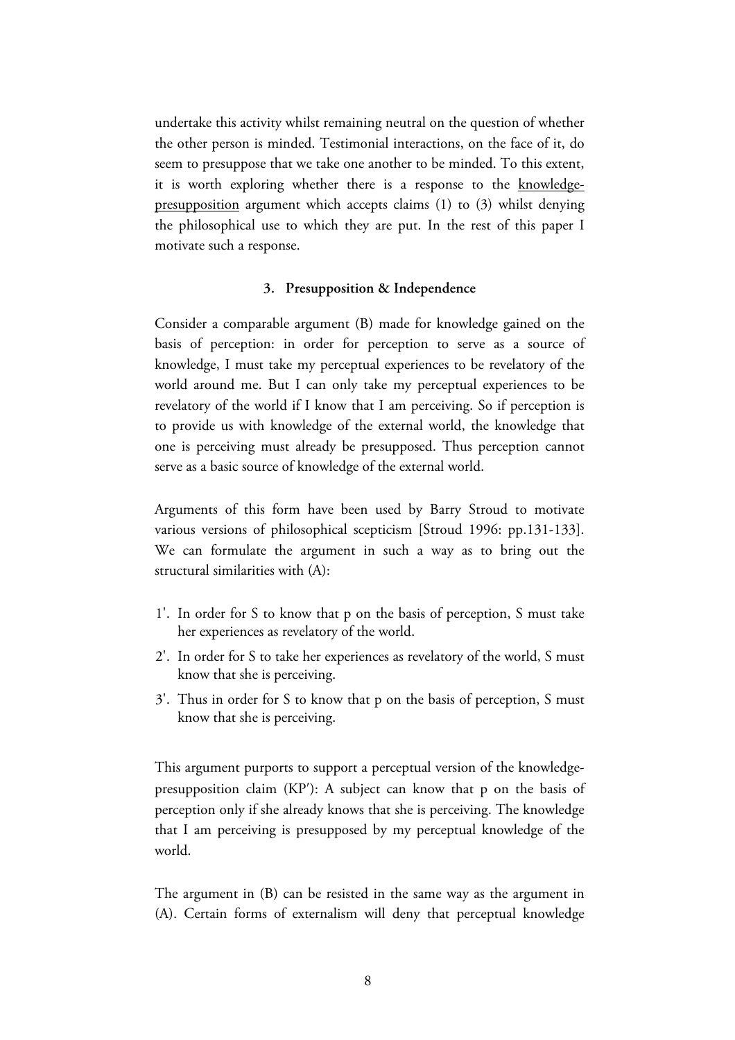undertake this activity whilst remaining neutral on the question of whether the other person is minded. Testimonial interactions, on the face of it, do seem to presuppose that we take one another to be minded. To this extent, it is worth exploring whether there is a response to the knowledge-presupposition argument which accepts claims (1) to (3) whilst denying the philosophical use to which they are put. In the rest of this paper I motivate such a response.

### 3. Presupposition & Independence

Consider a comparable argument (B) made for knowledge gained on the basis of perception: in order for perception to serve as a source of knowledge, I must take my perceptual experiences to be revelatory of the world around me. But I can only take my perceptual experiences to be revelatory of the world if I know that I am perceiving. So if perception is to provide us with knowledge of the external world, the knowledge that one is perceiving must already be presupposed. Thus perception cannot serve as a basic source of knowledge of the external world.

Arguments of this form have been used by Barry Stroud to motivate various versions of philosophical scepticism [Stroud 1996: pp.131-133]. We can formulate the argument in such a way as to bring out the structural similarities with (A):

1'. In order for S to know that p on the basis of perception, S must take her experiences as revelatory of the world.
2'. In order for S to take her experiences as revelatory of the world, S must know that she is perceiving.
3'. Thus in order for S to know that p on the basis of perception, S must know that she is perceiving.

This argument purports to support a perceptual version of the knowledge-presupposition claim (KP'): A subject can know that p on the basis of perception only if she already knows that she is perceiving. The knowledge that I am perceiving is presupposed by my perceptual knowledge of the world.

The argument in (B) can be resisted in the same way as the argument in (A). Certain forms of externalism will deny that perceptual knowledge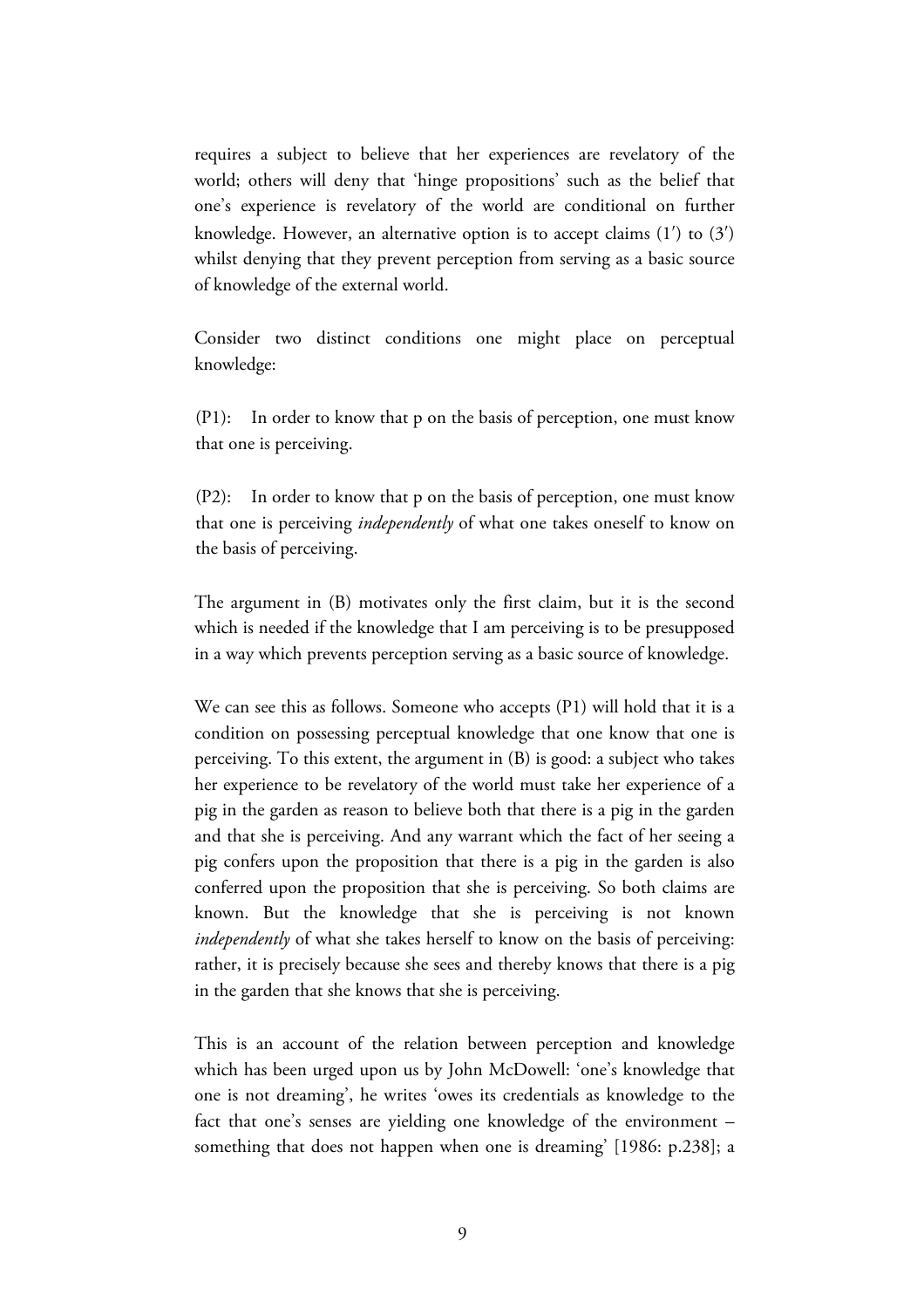requires a subject to believe that her experiences are revelatory of the world; others will deny that 'hinge propositions' such as the belief that one's experience is revelatory of the world are conditional on further knowledge. However, an alternative option is to accept claims (1′) to (3′) whilst denying that they prevent perception from serving as a basic source of knowledge of the external world.

Consider two distinct conditions one might place on perceptual knowledge:

(P1): In order to know that p on the basis of perception, one must know that one is perceiving.

(P2): In order to know that p on the basis of perception, one must know that one is perceiving *independently* of what one takes oneself to know on the basis of perceiving.

The argument in (B) motivates only the first claim, but it is the second which is needed if the knowledge that I am perceiving is to be presupposed in a way which prevents perception serving as a basic source of knowledge.

We can see this as follows. Someone who accepts (P1) will hold that it is a condition on possessing perceptual knowledge that one know that one is perceiving. To this extent, the argument in (B) is good: a subject who takes her experience to be revelatory of the world must take her experience of a pig in the garden as reason to believe both that there is a pig in the garden and that she is perceiving. And any warrant which the fact of her seeing a pig confers upon the proposition that there is a pig in the garden is also conferred upon the proposition that she is perceiving. So both claims are known. But the knowledge that she is perceiving is not known *independently* of what she takes herself to know on the basis of perceiving: rather, it is precisely because she sees and thereby knows that there is a pig in the garden that she knows that she is perceiving.

This is an account of the relation between perception and knowledge which has been urged upon us by John McDowell: 'one's knowledge that one is not dreaming', he writes 'owes its credentials as knowledge to the fact that one's senses are yielding one knowledge of the environment – something that does not happen when one is dreaming' [1986: p.238]; a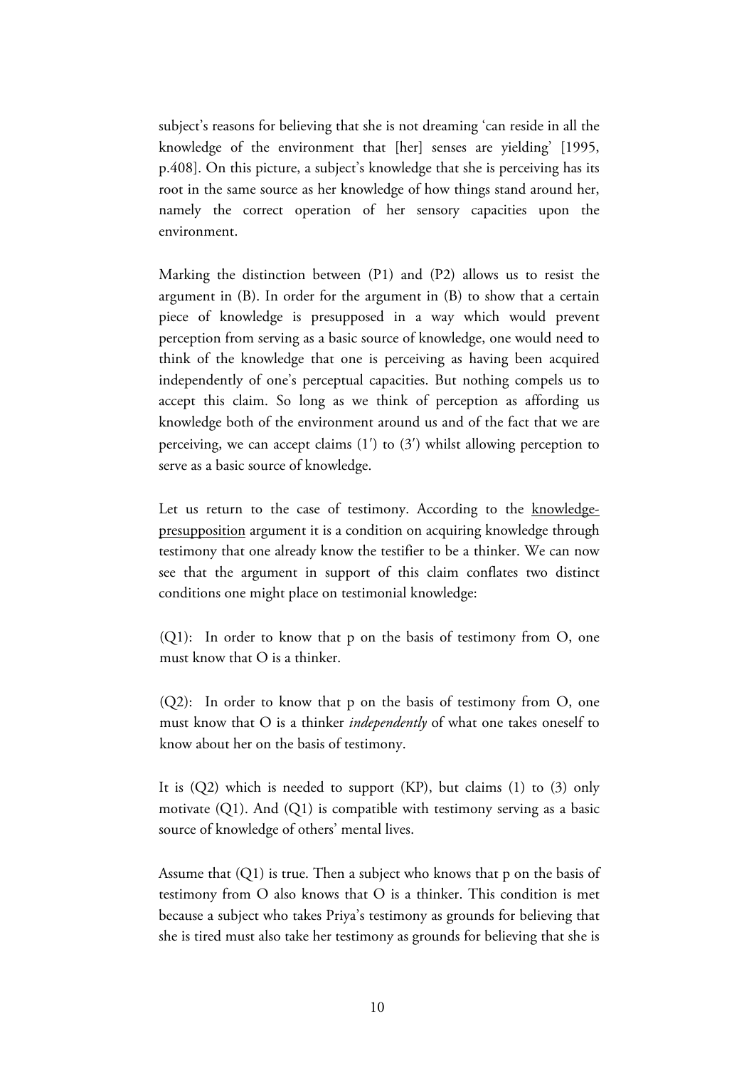subject's reasons for believing that she is not dreaming 'can reside in all the knowledge of the environment that [her] senses are yielding' [1995, p.408]. On this picture, a subject's knowledge that she is perceiving has its root in the same source as her knowledge of how things stand around her, namely the correct operation of her sensory capacities upon the environment.

Marking the distinction between (P1) and (P2) allows us to resist the argument in (B). In order for the argument in (B) to show that a certain piece of knowledge is presupposed in a way which would prevent perception from serving as a basic source of knowledge, one would need to think of the knowledge that one is perceiving as having been acquired independently of one's perceptual capacities. But nothing compels us to accept this claim. So long as we think of perception as affording us knowledge both of the environment around us and of the fact that we are perceiving, we can accept claims (1′) to (3′) whilst allowing perception to serve as a basic source of knowledge.

Let us return to the case of testimony. According to the <u>knowledge-presupposition</u> argument it is a condition on acquiring knowledge through testimony that one already know the testifier to be a thinker. We can now see that the argument in support of this claim conflates two distinct conditions one might place on testimonial knowledge:

(Q1): In order to know that p on the basis of testimony from O, one must know that O is a thinker.

(Q2): In order to know that p on the basis of testimony from O, one must know that O is a thinker *independently* of what one takes oneself to know about her on the basis of testimony.

It is (Q2) which is needed to support (KP), but claims (1) to (3) only motivate (Q1). And (Q1) is compatible with testimony serving as a basic source of knowledge of others' mental lives.

Assume that (Q1) is true. Then a subject who knows that p on the basis of testimony from O also knows that O is a thinker. This condition is met because a subject who takes Priya's testimony as grounds for believing that she is tired must also take her testimony as grounds for believing that she is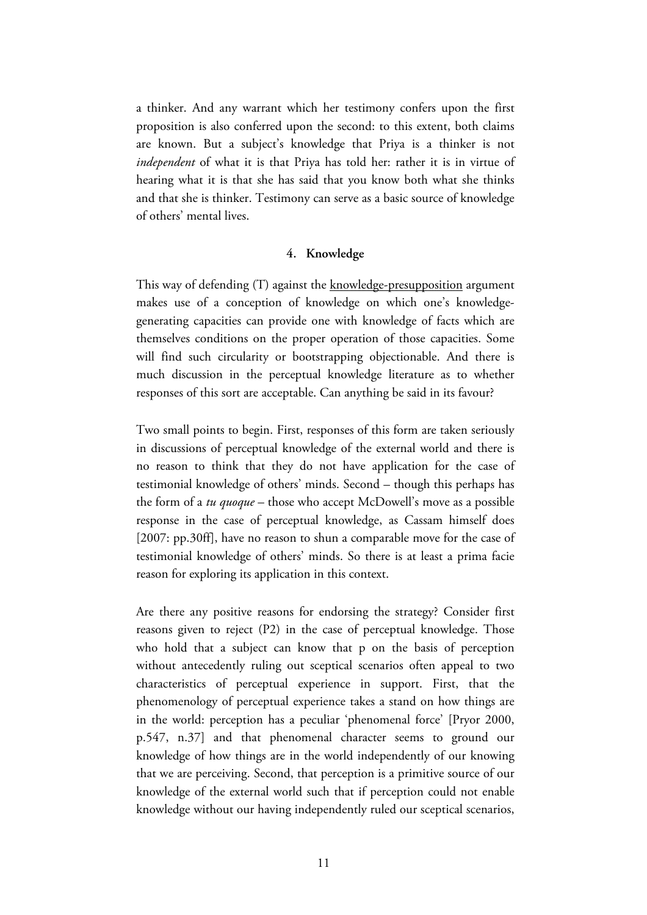a thinker. And any warrant which her testimony confers upon the first proposition is also conferred upon the second: to this extent, both claims are known. But a subject's knowledge that Priya is a thinker is not *independent* of what it is that Priya has told her: rather it is in virtue of hearing what it is that she has said that you know both what she thinks and that she is thinker. Testimony can serve as a basic source of knowledge of others' mental lives.

## 4. Knowledge

This way of defending (T) against the knowledge-presupposition argument makes use of a conception of knowledge on which one's knowledge-generating capacities can provide one with knowledge of facts which are themselves conditions on the proper operation of those capacities. Some will find such circularity or bootstrapping objectionable. And there is much discussion in the perceptual knowledge literature as to whether responses of this sort are acceptable. Can anything be said in its favour?

Two small points to begin. First, responses of this form are taken seriously in discussions of perceptual knowledge of the external world and there is no reason to think that they do not have application for the case of testimonial knowledge of others' minds. Second – though this perhaps has the form of a *tu quoque* – those who accept McDowell's move as a possible response in the case of perceptual knowledge, as Cassam himself does [2007: pp.30ff], have no reason to shun a comparable move for the case of testimonial knowledge of others' minds. So there is at least a prima facie reason for exploring its application in this context.

Are there any positive reasons for endorsing the strategy? Consider first reasons given to reject (P2) in the case of perceptual knowledge. Those who hold that a subject can know that p on the basis of perception without antecedently ruling out sceptical scenarios often appeal to two characteristics of perceptual experience in support. First, that the phenomenology of perceptual experience takes a stand on how things are in the world: perception has a peculiar 'phenomenal force' [Pryor 2000, p.547, n.37] and that phenomenal character seems to ground our knowledge of how things are in the world independently of our knowing that we are perceiving. Second, that perception is a primitive source of our knowledge of the external world such that if perception could not enable knowledge without our having independently ruled our sceptical scenarios,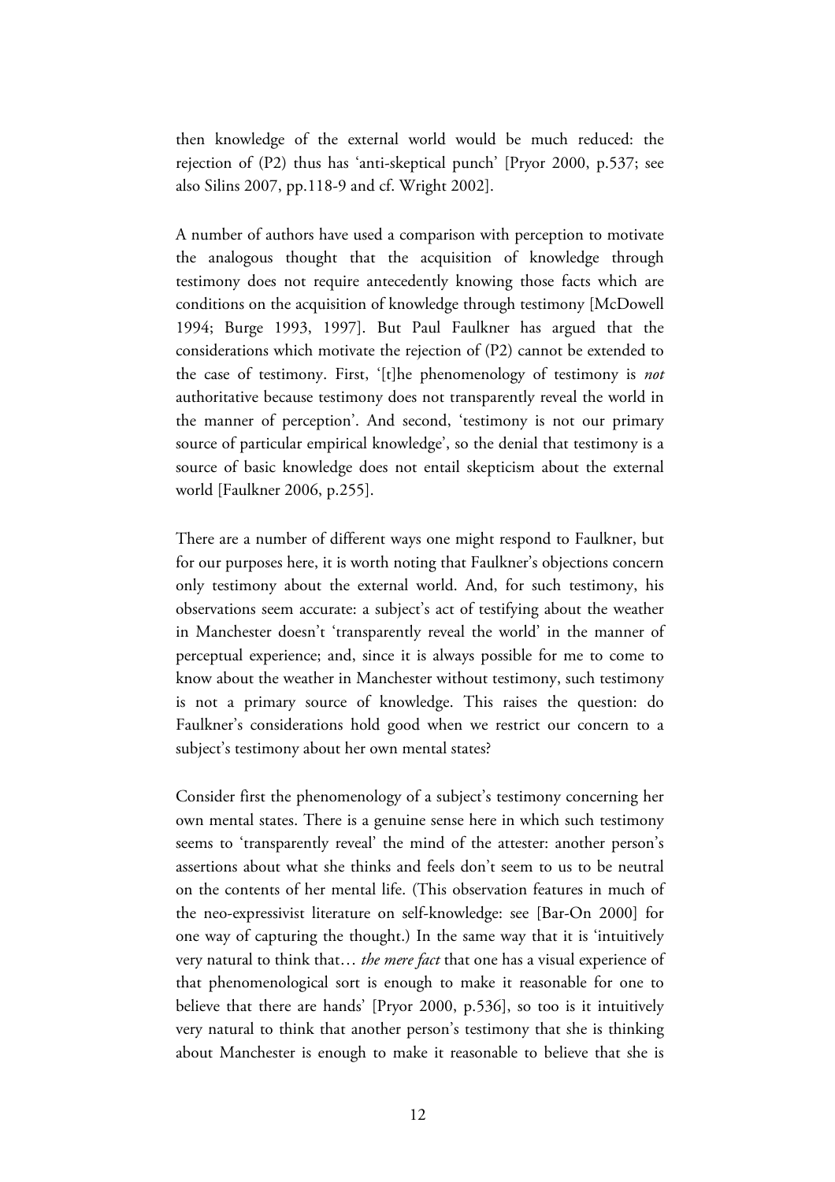then knowledge of the external world would be much reduced: the rejection of (P2) thus has 'anti-skeptical punch' [Pryor 2000, p.537; see also Silins 2007, pp.118-9 and cf. Wright 2002].

A number of authors have used a comparison with perception to motivate the analogous thought that the acquisition of knowledge through testimony does not require antecedently knowing those facts which are conditions on the acquisition of knowledge through testimony [McDowell 1994; Burge 1993, 1997]. But Paul Faulkner has argued that the considerations which motivate the rejection of (P2) cannot be extended to the case of testimony. First, '[t]he phenomenology of testimony is *not* authoritative because testimony does not transparently reveal the world in the manner of perception'. And second, 'testimony is not our primary source of particular empirical knowledge', so the denial that testimony is a source of basic knowledge does not entail skepticism about the external world [Faulkner 2006, p.255].

There are a number of different ways one might respond to Faulkner, but for our purposes here, it is worth noting that Faulkner's objections concern only testimony about the external world. And, for such testimony, his observations seem accurate: a subject's act of testifying about the weather in Manchester doesn't 'transparently reveal the world' in the manner of perceptual experience; and, since it is always possible for me to come to know about the weather in Manchester without testimony, such testimony is not a primary source of knowledge. This raises the question: do Faulkner's considerations hold good when we restrict our concern to a subject's testimony about her own mental states?

Consider first the phenomenology of a subject's testimony concerning her own mental states. There is a genuine sense here in which such testimony seems to 'transparently reveal' the mind of the attester: another person's assertions about what she thinks and feels don't seem to us to be neutral on the contents of her mental life. (This observation features in much of the neo-expressivist literature on self-knowledge: see [Bar-On 2000] for one way of capturing the thought.) In the same way that it is 'intuitively very natural to think that… *the mere fact* that one has a visual experience of that phenomenological sort is enough to make it reasonable for one to believe that there are hands' [Pryor 2000, p.536], so too is it intuitively very natural to think that another person's testimony that she is thinking about Manchester is enough to make it reasonable to believe that she is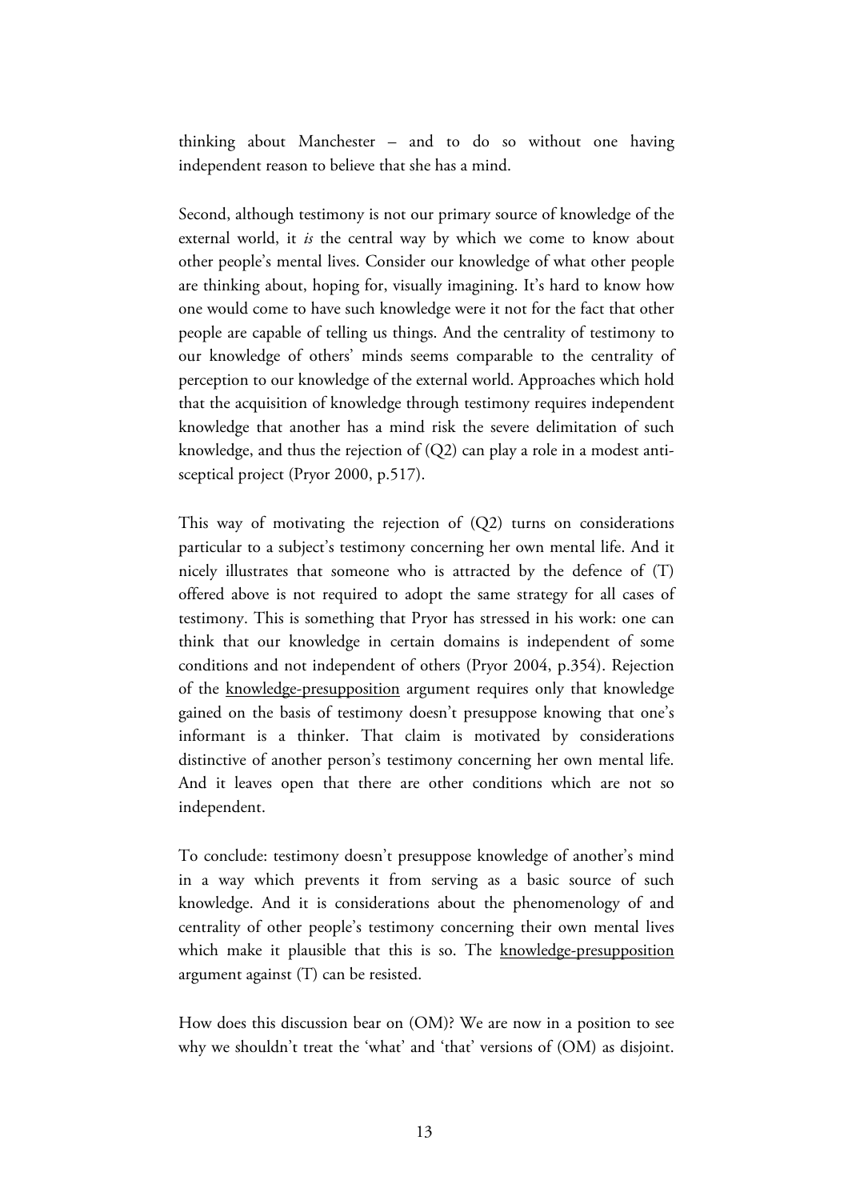thinking about Manchester – and to do so without one having independent reason to believe that she has a mind.

Second, although testimony is not our primary source of knowledge of the external world, it *is* the central way by which we come to know about other people's mental lives. Consider our knowledge of what other people are thinking about, hoping for, visually imagining. It's hard to know how one would come to have such knowledge were it not for the fact that other people are capable of telling us things. And the centrality of testimony to our knowledge of others' minds seems comparable to the centrality of perception to our knowledge of the external world. Approaches which hold that the acquisition of knowledge through testimony requires independent knowledge that another has a mind risk the severe delimitation of such knowledge, and thus the rejection of (Q2) can play a role in a modest anti-sceptical project (Pryor 2000, p.517).

This way of motivating the rejection of (Q2) turns on considerations particular to a subject's testimony concerning her own mental life. And it nicely illustrates that someone who is attracted by the defence of (T) offered above is not required to adopt the same strategy for all cases of testimony. This is something that Pryor has stressed in his work: one can think that our knowledge in certain domains is independent of some conditions and not independent of others (Pryor 2004, p.354). Rejection of the <u>knowledge-presupposition</u> argument requires only that knowledge gained on the basis of testimony doesn't presuppose knowing that one's informant is a thinker. That claim is motivated by considerations distinctive of another person's testimony concerning her own mental life. And it leaves open that there are other conditions which are not so independent.

To conclude: testimony doesn't presuppose knowledge of another's mind in a way which prevents it from serving as a basic source of such knowledge. And it is considerations about the phenomenology of and centrality of other people's testimony concerning their own mental lives which make it plausible that this is so. The <u>knowledge-presupposition</u> argument against (T) can be resisted.

How does this discussion bear on (OM)? We are now in a position to see why we shouldn't treat the 'what' and 'that' versions of (OM) as disjoint.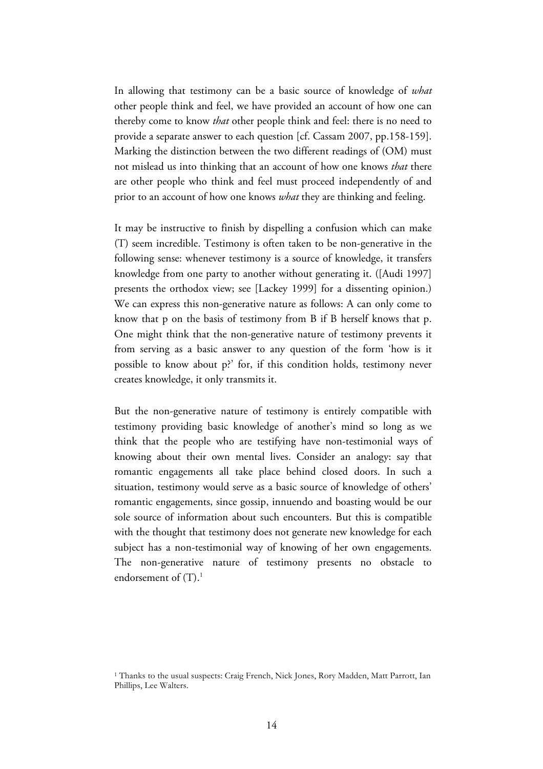In allowing that testimony can be a basic source of knowledge of *what* other people think and feel, we have provided an account of how one can thereby come to know *that* other people think and feel: there is no need to provide a separate answer to each question [cf. Cassam 2007, pp.158-159]. Marking the distinction between the two different readings of (OM) must not mislead us into thinking that an account of how one knows *that* there are other people who think and feel must proceed independently of and prior to an account of how one knows *what* they are thinking and feeling.

It may be instructive to finish by dispelling a confusion which can make (T) seem incredible. Testimony is often taken to be non-generative in the following sense: whenever testimony is a source of knowledge, it transfers knowledge from one party to another without generating it. ([Audi 1997] presents the orthodox view; see [Lackey 1999] for a dissenting opinion.) We can express this non-generative nature as follows: A can only come to know that p on the basis of testimony from B if B herself knows that p. One might think that the non-generative nature of testimony prevents it from serving as a basic answer to any question of the form 'how is it possible to know about p?' for, if this condition holds, testimony never creates knowledge, it only transmits it.

But the non-generative nature of testimony is entirely compatible with testimony providing basic knowledge of another's mind so long as we think that the people who are testifying have non-testimonial ways of knowing about their own mental lives. Consider an analogy: say that romantic engagements all take place behind closed doors. In such a situation, testimony would serve as a basic source of knowledge of others' romantic engagements, since gossip, innuendo and boasting would be our sole source of information about such encounters. But this is compatible with the thought that testimony does not generate new knowledge for each subject has a non-testimonial way of knowing of her own engagements. The non-generative nature of testimony presents no obstacle to endorsement of (T).[1]

[1] Thanks to the usual suspects: Craig French, Nick Jones, Rory Madden, Matt Parrott, Ian Phillips, Lee Walters.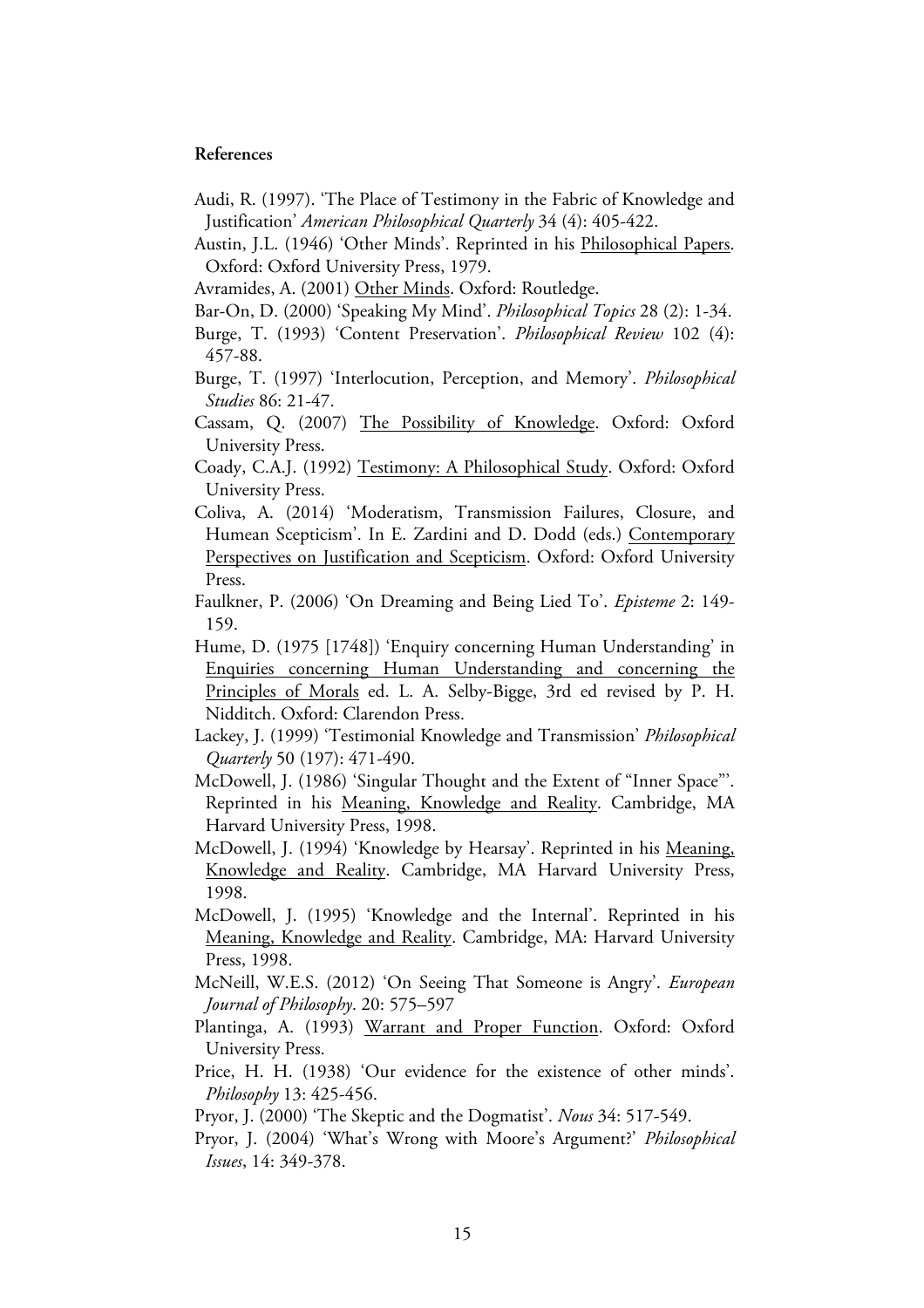**References**

Audi, R. (1997). 'The Place of Testimony in the Fabric of Knowledge and Justification' *American Philosophical Quarterly* 34 (4): 405-422.

Austin, J.L. (1946) 'Other Minds'. Reprinted in his Philosophical Papers. Oxford: Oxford University Press, 1979.

Avramides, A. (2001) Other Minds. Oxford: Routledge.

Bar-On, D. (2000) 'Speaking My Mind'. *Philosophical Topics* 28 (2): 1-34.

Burge, T. (1993) 'Content Preservation'. *Philosophical Review* 102 (4): 457-88.

Burge, T. (1997) 'Interlocution, Perception, and Memory'. *Philosophical Studies* 86: 21-47.

Cassam, Q. (2007) The Possibility of Knowledge. Oxford: Oxford University Press.

Coady, C.A.J. (1992) Testimony: A Philosophical Study. Oxford: Oxford University Press.

Coliva, A. (2014) 'Moderatism, Transmission Failures, Closure, and Humean Scepticism'. In E. Zardini and D. Dodd (eds.) Contemporary Perspectives on Justification and Scepticism. Oxford: Oxford University Press.

Faulkner, P. (2006) 'On Dreaming and Being Lied To'. *Episteme* 2: 149-159.

Hume, D. (1975 [1748]) 'Enquiry concerning Human Understanding' in Enquiries concerning Human Understanding and concerning the Principles of Morals ed. L. A. Selby-Bigge, 3rd ed revised by P. H. Nidditch. Oxford: Clarendon Press.

Lackey, J. (1999) 'Testimonial Knowledge and Transmission' *Philosophical Quarterly* 50 (197): 471-490.

McDowell, J. (1986) 'Singular Thought and the Extent of "Inner Space"'. Reprinted in his Meaning, Knowledge and Reality. Cambridge, MA Harvard University Press, 1998.

McDowell, J. (1994) 'Knowledge by Hearsay'. Reprinted in his Meaning, Knowledge and Reality. Cambridge, MA Harvard University Press, 1998.

McDowell, J. (1995) 'Knowledge and the Internal'. Reprinted in his Meaning, Knowledge and Reality. Cambridge, MA: Harvard University Press, 1998.

McNeill, W.E.S. (2012) 'On Seeing That Someone is Angry'. *European Journal of Philosophy*. 20: 575–597

Plantinga, A. (1993) Warrant and Proper Function. Oxford: Oxford University Press.

Price, H. H. (1938) 'Our evidence for the existence of other minds'. *Philosophy* 13: 425-456.

Pryor, J. (2000) 'The Skeptic and the Dogmatist'. *Nous* 34: 517-549.

Pryor, J. (2004) 'What's Wrong with Moore's Argument?' *Philosophical Issues*, 14: 349-378.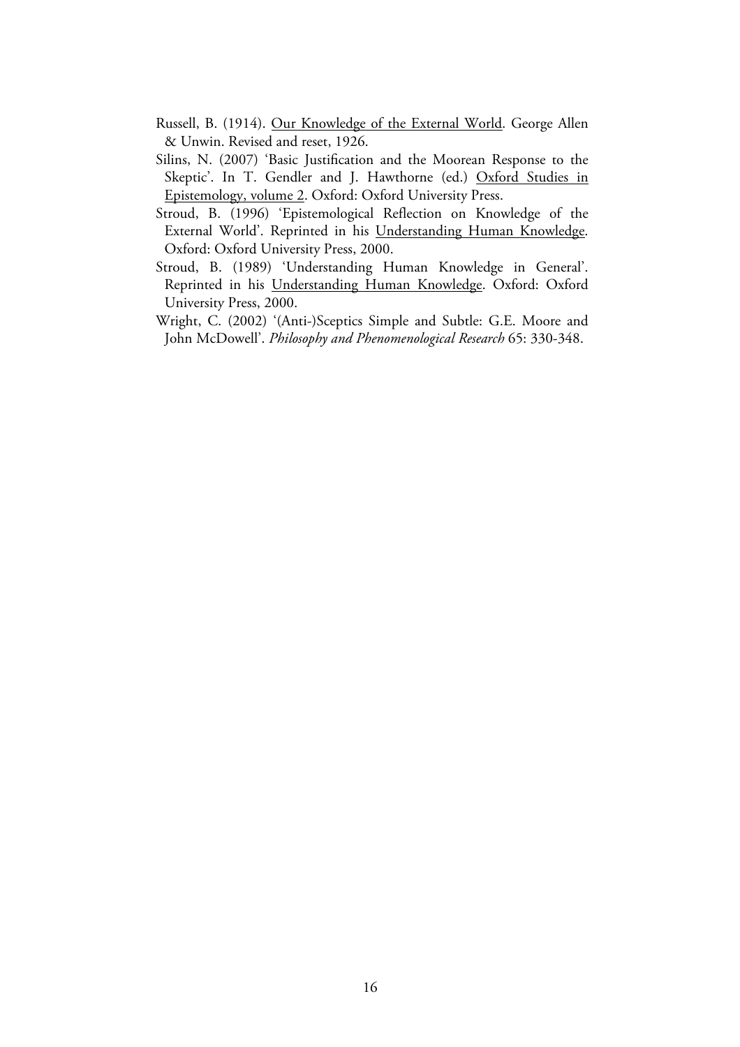Russell, B. (1914). Our Knowledge of the External World. George Allen & Unwin. Revised and reset, 1926.

Silins, N. (2007) 'Basic Justification and the Moorean Response to the Skeptic'. In T. Gendler and J. Hawthorne (ed.) Oxford Studies in Epistemology, volume 2. Oxford: Oxford University Press.

Stroud, B. (1996) 'Epistemological Reflection on Knowledge of the External World'. Reprinted in his Understanding Human Knowledge. Oxford: Oxford University Press, 2000.

Stroud, B. (1989) 'Understanding Human Knowledge in General'. Reprinted in his Understanding Human Knowledge. Oxford: Oxford University Press, 2000.

Wright, C. (2002) '(Anti-)Sceptics Simple and Subtle: G.E. Moore and John McDowell'. *Philosophy and Phenomenological Research* 65: 330-348.